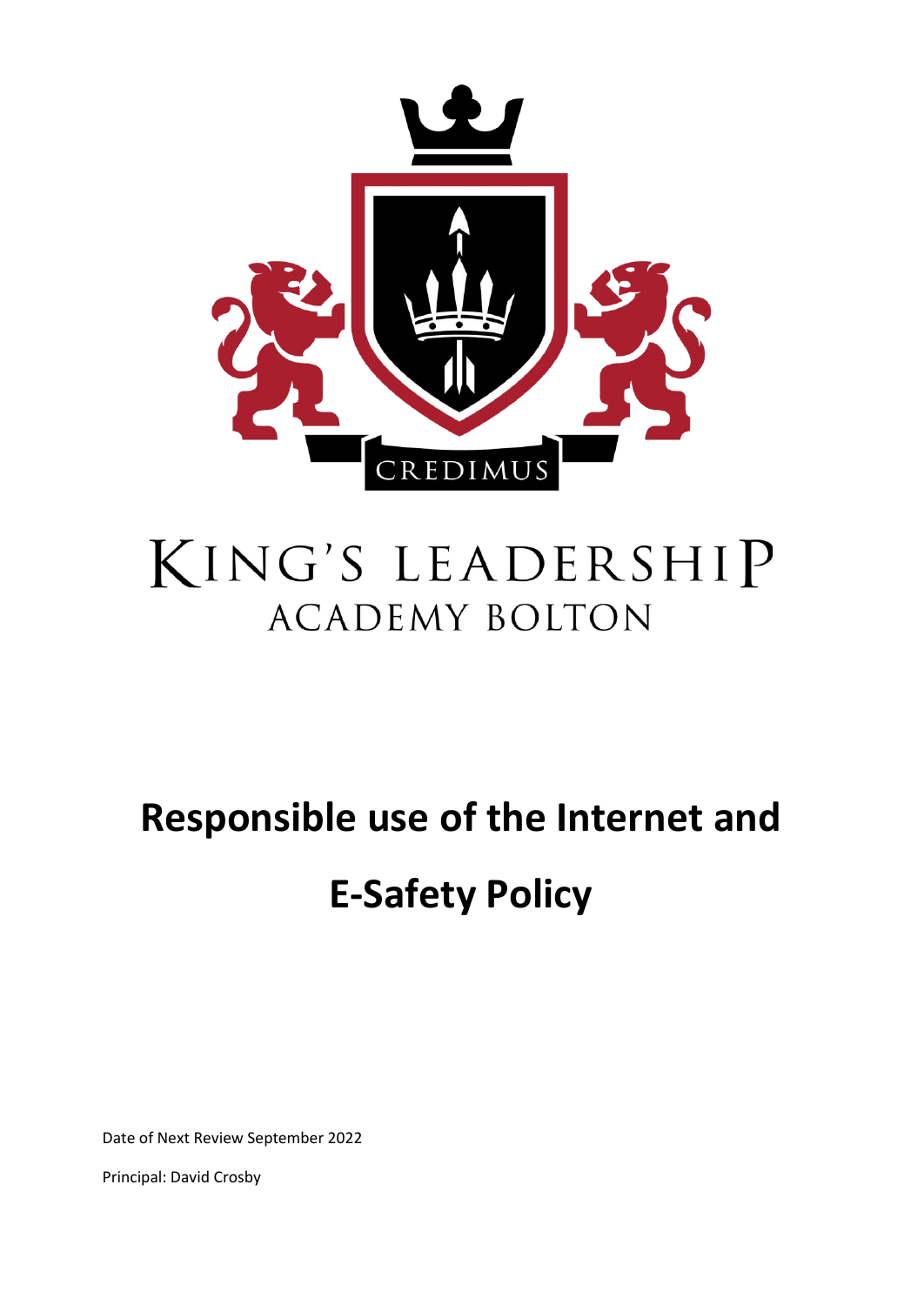CREDIMUS

KING'S LEADERSHIP
ACADEMY BOLTON

# Responsible use of the Internet and E-Safety Policy

Date of Next Review September 2022

Principal: David Crosby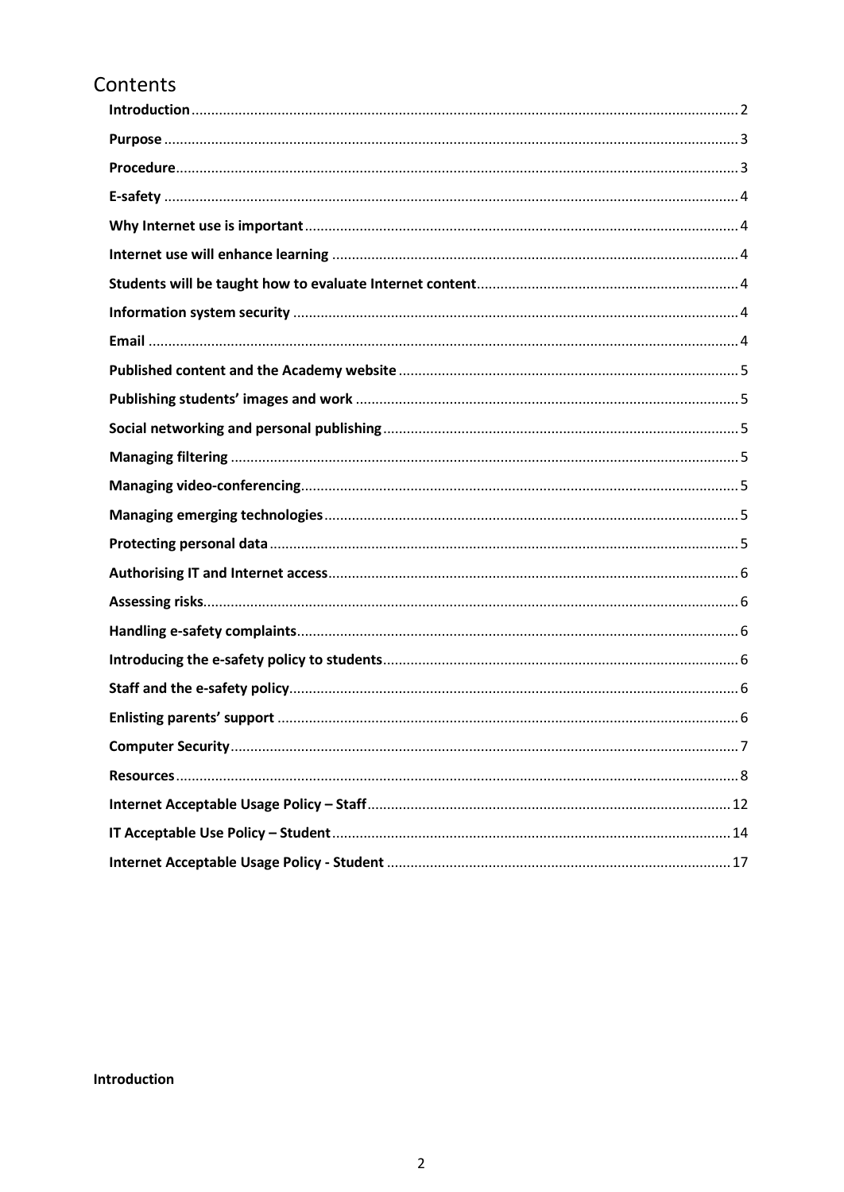# Contents

**Introduction** ... 2

**Purpose** ... 3

**Procedure** ... 3

**E-safety** ... 4

**Why Internet use is important** ... 4

**Internet use will enhance learning** ... 4

**Students will be taught how to evaluate Internet content** ... 4

**Information system security** ... 4

**Email** ... 4

**Published content and the Academy website** ... 5

**Publishing students' images and work** ... 5

**Social networking and personal publishing** ... 5

**Managing filtering** ... 5

**Managing video-conferencing** ... 5

**Managing emerging technologies** ... 5

**Protecting personal data** ... 5

**Authorising IT and Internet access** ... 6

**Assessing risks** ... 6

**Handling e-safety complaints** ... 6

**Introducing the e-safety policy to students** ... 6

**Staff and the e-safety policy** ... 6

**Enlisting parents' support** ... 6

**Computer Security** ... 7

**Resources** ... 8

**Internet Acceptable Usage Policy – Staff** ... 12

**IT Acceptable Use Policy – Student** ... 14

**Internet Acceptable Usage Policy - Student** ... 17

**Introduction**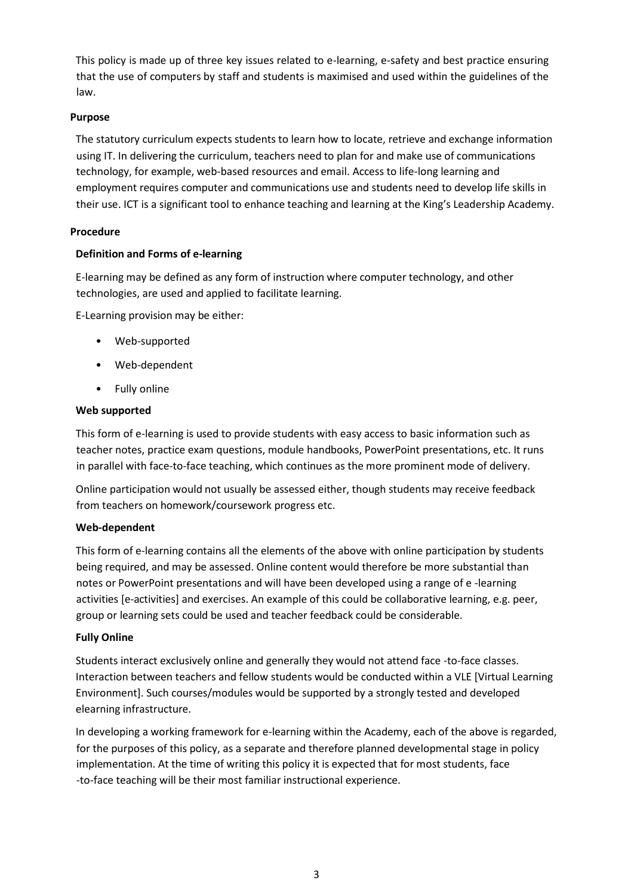This policy is made up of three key issues related to e-learning, e-safety and best practice ensuring that the use of computers by staff and students is maximised and used within the guidelines of the law.

**Purpose**

The statutory curriculum expects students to learn how to locate, retrieve and exchange information using IT. In delivering the curriculum, teachers need to plan for and make use of communications technology, for example, web-based resources and email. Access to life-long learning and employment requires computer and communications use and students need to develop life skills in their use. ICT is a significant tool to enhance teaching and learning at the King's Leadership Academy.

**Procedure**

**Definition and Forms of e-learning**

E-learning may be defined as any form of instruction where computer technology, and other technologies, are used and applied to facilitate learning.

E-Learning provision may be either:

- Web-supported
- Web-dependent
- Fully online

**Web supported**

This form of e-learning is used to provide students with easy access to basic information such as teacher notes, practice exam questions, module handbooks, PowerPoint presentations, etc. It runs in parallel with face-to-face teaching, which continues as the more prominent mode of delivery.

Online participation would not usually be assessed either, though students may receive feedback from teachers on homework/coursework progress etc.

**Web-dependent**

This form of e-learning contains all the elements of the above with online participation by students being required, and may be assessed. Online content would therefore be more substantial than notes or PowerPoint presentations and will have been developed using a range of e -learning activities [e-activities] and exercises. An example of this could be collaborative learning, e.g. peer, group or learning sets could be used and teacher feedback could be considerable.

**Fully Online**

Students interact exclusively online and generally they would not attend face -to-face classes. Interaction between teachers and fellow students would be conducted within a VLE [Virtual Learning Environment]. Such courses/modules would be supported by a strongly tested and developed elearning infrastructure.

In developing a working framework for e-learning within the Academy, each of the above is regarded, for the purposes of this policy, as a separate and therefore planned developmental stage in policy implementation. At the time of writing this policy it is expected that for most students, face -to-face teaching will be their most familiar instructional experience.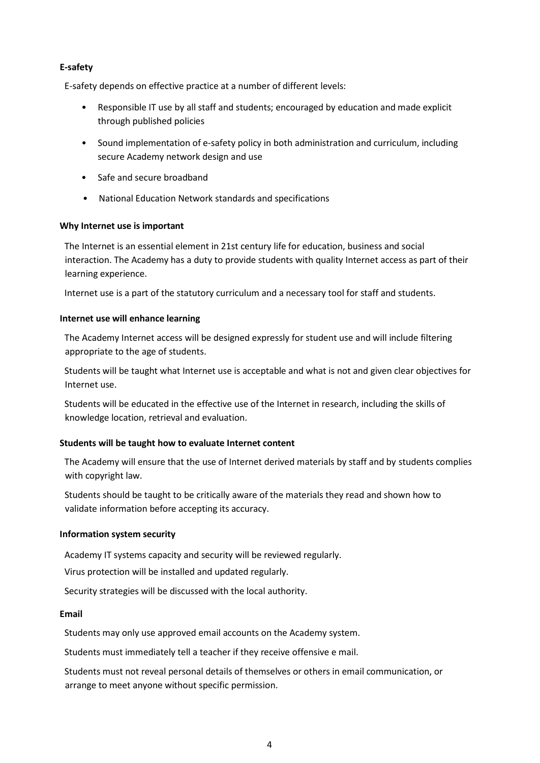**E-safety**

E-safety depends on effective practice at a number of different levels:

- Responsible IT use by all staff and students; encouraged by education and made explicit through published policies
- Sound implementation of e-safety policy in both administration and curriculum, including secure Academy network design and use
- Safe and secure broadband
- National Education Network standards and specifications

**Why Internet use is important**

The Internet is an essential element in 21st century life for education, business and social interaction. The Academy has a duty to provide students with quality Internet access as part of their learning experience.

Internet use is a part of the statutory curriculum and a necessary tool for staff and students.

**Internet use will enhance learning**

The Academy Internet access will be designed expressly for student use and will include filtering appropriate to the age of students.

Students will be taught what Internet use is acceptable and what is not and given clear objectives for Internet use.

Students will be educated in the effective use of the Internet in research, including the skills of knowledge location, retrieval and evaluation.

**Students will be taught how to evaluate Internet content**

The Academy will ensure that the use of Internet derived materials by staff and by students complies with copyright law.

Students should be taught to be critically aware of the materials they read and shown how to validate information before accepting its accuracy.

**Information system security**

Academy IT systems capacity and security will be reviewed regularly.

Virus protection will be installed and updated regularly.

Security strategies will be discussed with the local authority.

**Email**

Students may only use approved email accounts on the Academy system.

Students must immediately tell a teacher if they receive offensive e mail.

Students must not reveal personal details of themselves or others in email communication, or arrange to meet anyone without specific permission.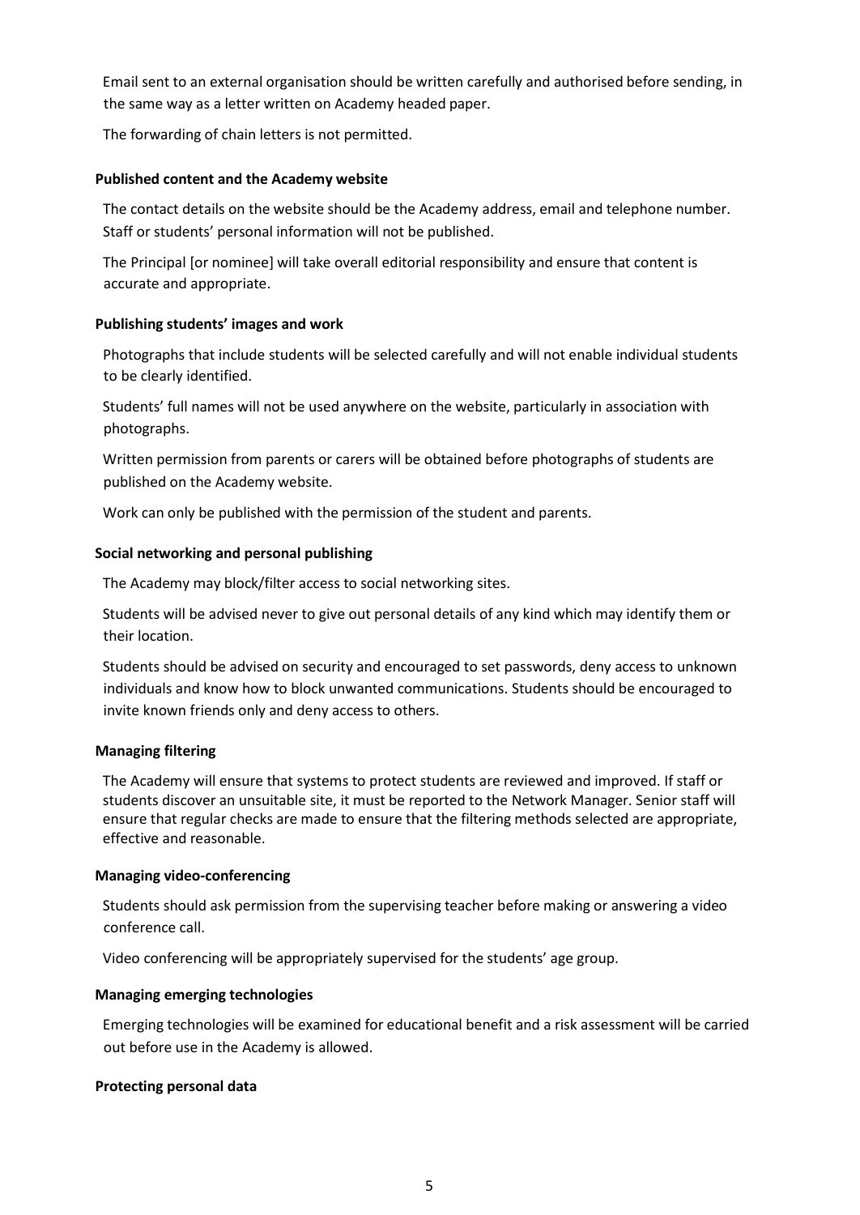Email sent to an external organisation should be written carefully and authorised before sending, in the same way as a letter written on Academy headed paper.

The forwarding of chain letters is not permitted.

**Published content and the Academy website**

The contact details on the website should be the Academy address, email and telephone number. Staff or students' personal information will not be published.

The Principal [or nominee] will take overall editorial responsibility and ensure that content is accurate and appropriate.

**Publishing students' images and work**

Photographs that include students will be selected carefully and will not enable individual students to be clearly identified.

Students' full names will not be used anywhere on the website, particularly in association with photographs.

Written permission from parents or carers will be obtained before photographs of students are published on the Academy website.

Work can only be published with the permission of the student and parents.

**Social networking and personal publishing**

The Academy may block/filter access to social networking sites.

Students will be advised never to give out personal details of any kind which may identify them or their location.

Students should be advised on security and encouraged to set passwords, deny access to unknown individuals and know how to block unwanted communications. Students should be encouraged to invite known friends only and deny access to others.

**Managing filtering**

The Academy will ensure that systems to protect students are reviewed and improved. If staff or students discover an unsuitable site, it must be reported to the Network Manager. Senior staff will ensure that regular checks are made to ensure that the filtering methods selected are appropriate, effective and reasonable.

**Managing video-conferencing**

Students should ask permission from the supervising teacher before making or answering a video conference call.

Video conferencing will be appropriately supervised for the students' age group.

**Managing emerging technologies**

Emerging technologies will be examined for educational benefit and a risk assessment will be carried out before use in the Academy is allowed.

**Protecting personal data**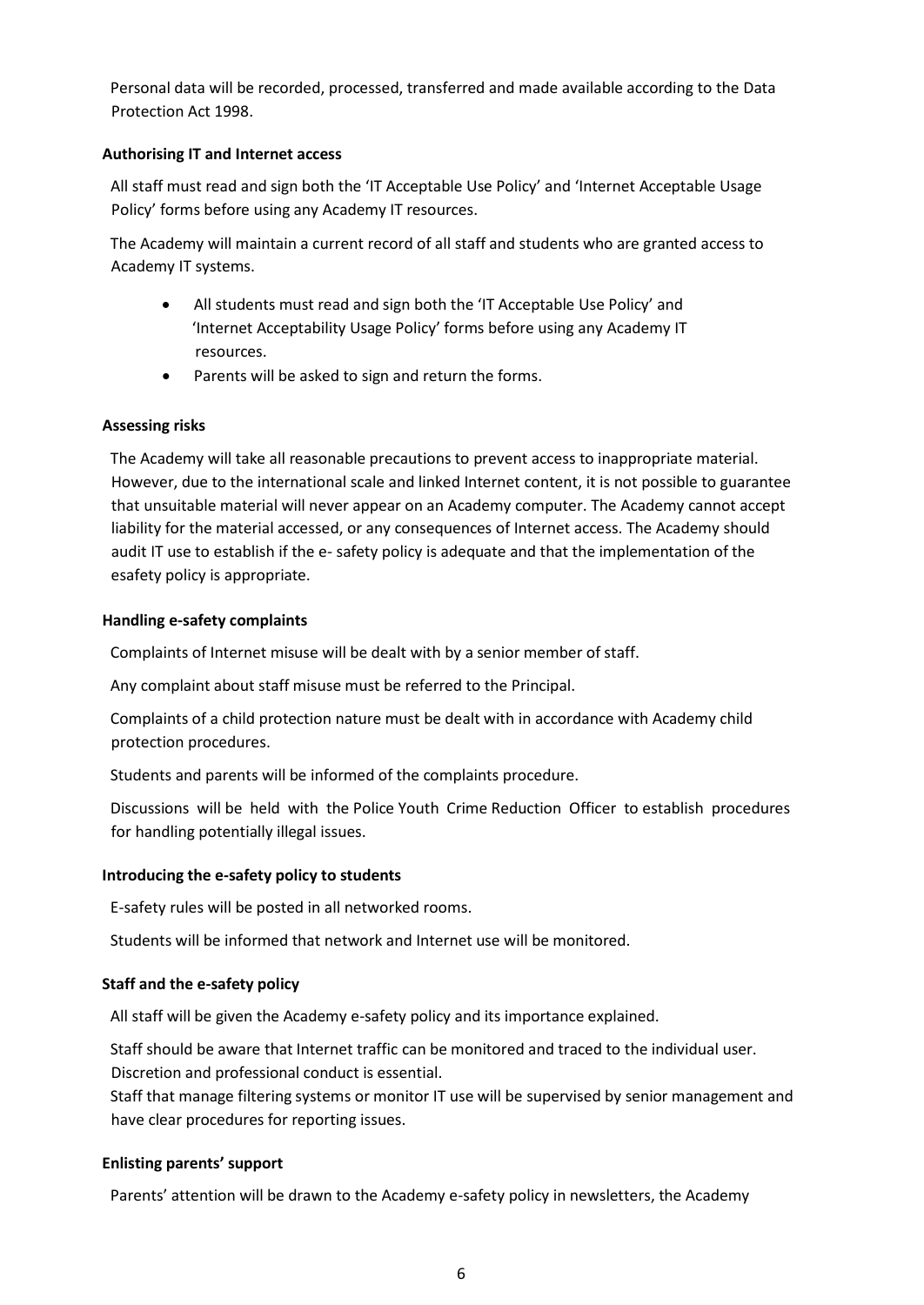Personal data will be recorded, processed, transferred and made available according to the Data Protection Act 1998.

**Authorising IT and Internet access**

All staff must read and sign both the 'IT Acceptable Use Policy' and 'Internet Acceptable Usage Policy' forms before using any Academy IT resources.

The Academy will maintain a current record of all staff and students who are granted access to Academy IT systems.

- All students must read and sign both the 'IT Acceptable Use Policy' and 'Internet Acceptability Usage Policy' forms before using any Academy IT resources.
- Parents will be asked to sign and return the forms.

**Assessing risks**

The Academy will take all reasonable precautions to prevent access to inappropriate material. However, due to the international scale and linked Internet content, it is not possible to guarantee that unsuitable material will never appear on an Academy computer. The Academy cannot accept liability for the material accessed, or any consequences of Internet access. The Academy should audit IT use to establish if the e- safety policy is adequate and that the implementation of the esafety policy is appropriate.

**Handling e-safety complaints**

Complaints of Internet misuse will be dealt with by a senior member of staff.

Any complaint about staff misuse must be referred to the Principal.

Complaints of a child protection nature must be dealt with in accordance with Academy child protection procedures.

Students and parents will be informed of the complaints procedure.

Discussions will be held with the Police Youth Crime Reduction Officer to establish procedures for handling potentially illegal issues.

**Introducing the e-safety policy to students**

E-safety rules will be posted in all networked rooms.

Students will be informed that network and Internet use will be monitored.

**Staff and the e-safety policy**

All staff will be given the Academy e-safety policy and its importance explained.

Staff should be aware that Internet traffic can be monitored and traced to the individual user. Discretion and professional conduct is essential.

Staff that manage filtering systems or monitor IT use will be supervised by senior management and have clear procedures for reporting issues.

**Enlisting parents' support**

Parents' attention will be drawn to the Academy e-safety policy in newsletters, the Academy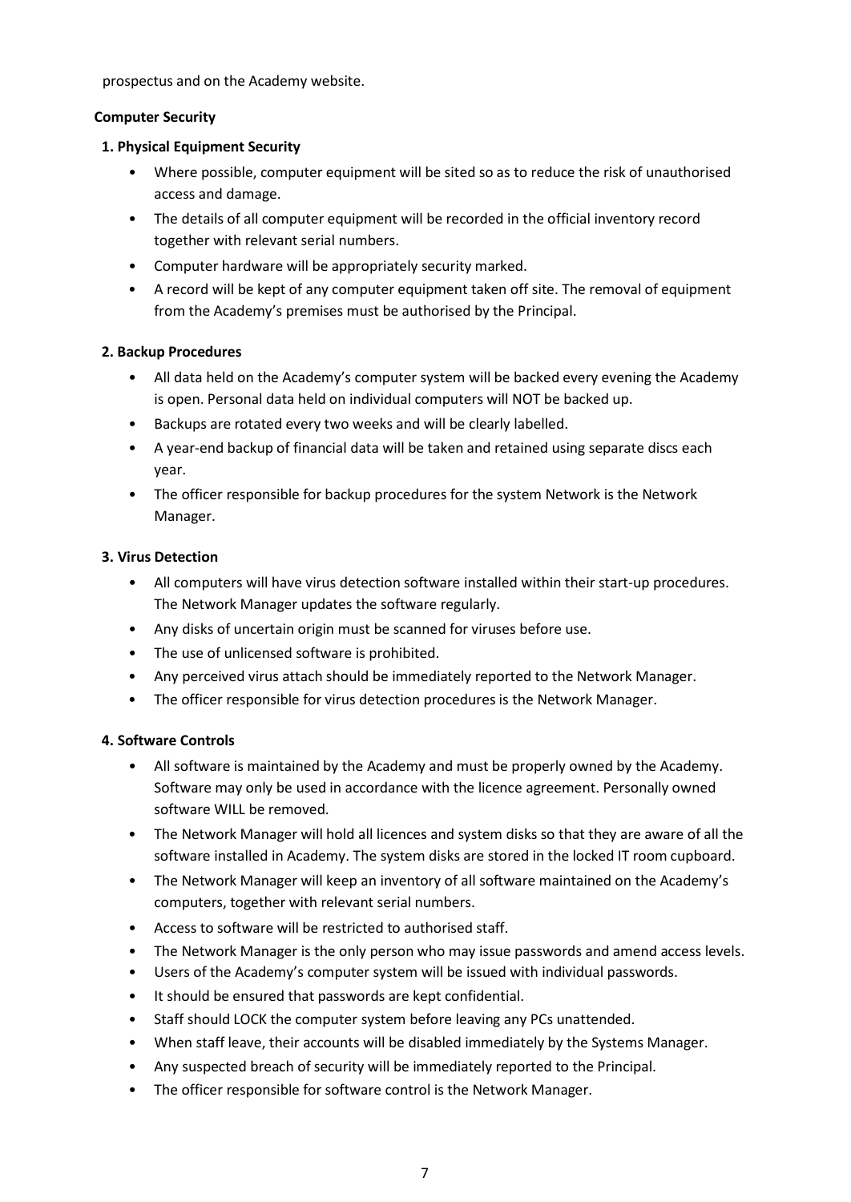prospectus and on the Academy website.

**Computer Security**

**1. Physical Equipment Security**

- Where possible, computer equipment will be sited so as to reduce the risk of unauthorised access and damage.
- The details of all computer equipment will be recorded in the official inventory record together with relevant serial numbers.
- Computer hardware will be appropriately security marked.
- A record will be kept of any computer equipment taken off site. The removal of equipment from the Academy's premises must be authorised by the Principal.

**2. Backup Procedures**

- All data held on the Academy's computer system will be backed every evening the Academy is open. Personal data held on individual computers will NOT be backed up.
- Backups are rotated every two weeks and will be clearly labelled.
- A year-end backup of financial data will be taken and retained using separate discs each year.
- The officer responsible for backup procedures for the system Network is the Network Manager.

**3. Virus Detection**

- All computers will have virus detection software installed within their start-up procedures. The Network Manager updates the software regularly.
- Any disks of uncertain origin must be scanned for viruses before use.
- The use of unlicensed software is prohibited.
- Any perceived virus attach should be immediately reported to the Network Manager.
- The officer responsible for virus detection procedures is the Network Manager.

**4. Software Controls**

- All software is maintained by the Academy and must be properly owned by the Academy. Software may only be used in accordance with the licence agreement. Personally owned software WILL be removed.
- The Network Manager will hold all licences and system disks so that they are aware of all the software installed in Academy. The system disks are stored in the locked IT room cupboard.
- The Network Manager will keep an inventory of all software maintained on the Academy's computers, together with relevant serial numbers.
- Access to software will be restricted to authorised staff.
- The Network Manager is the only person who may issue passwords and amend access levels.
- Users of the Academy's computer system will be issued with individual passwords.
- It should be ensured that passwords are kept confidential.
- Staff should LOCK the computer system before leaving any PCs unattended.
- When staff leave, their accounts will be disabled immediately by the Systems Manager.
- Any suspected breach of security will be immediately reported to the Principal.
- The officer responsible for software control is the Network Manager.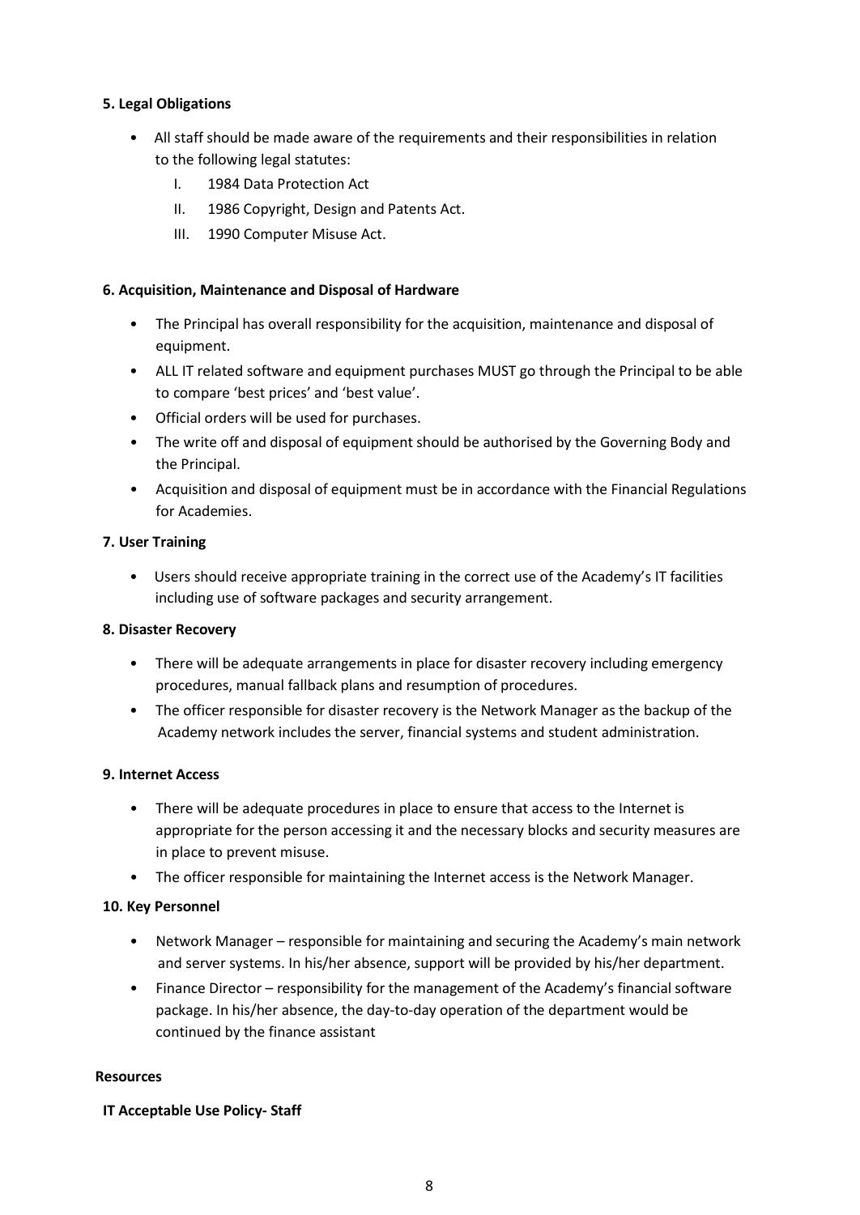**5. Legal Obligations**

- All staff should be made aware of the requirements and their responsibilities in relation to the following legal statutes:
    - I. 1984 Data Protection Act
    - II. 1986 Copyright, Design and Patents Act.
    - III. 1990 Computer Misuse Act.

**6. Acquisition, Maintenance and Disposal of Hardware**

- The Principal has overall responsibility for the acquisition, maintenance and disposal of equipment.
- ALL IT related software and equipment purchases MUST go through the Principal to be able to compare 'best prices' and 'best value'.
- Official orders will be used for purchases.
- The write off and disposal of equipment should be authorised by the Governing Body and the Principal.
- Acquisition and disposal of equipment must be in accordance with the Financial Regulations for Academies.

**7. User Training**

- Users should receive appropriate training in the correct use of the Academy's IT facilities including use of software packages and security arrangement.

**8. Disaster Recovery**

- There will be adequate arrangements in place for disaster recovery including emergency procedures, manual fallback plans and resumption of procedures.
- The officer responsible for disaster recovery is the Network Manager as the backup of the Academy network includes the server, financial systems and student administration.

**9. Internet Access**

- There will be adequate procedures in place to ensure that access to the Internet is appropriate for the person accessing it and the necessary blocks and security measures are in place to prevent misuse.
- The officer responsible for maintaining the Internet access is the Network Manager.

**10. Key Personnel**

- Network Manager – responsible for maintaining and securing the Academy's main network and server systems. In his/her absence, support will be provided by his/her department.
- Finance Director – responsibility for the management of the Academy's financial software package. In his/her absence, the day-to-day operation of the department would be continued by the finance assistant

**Resources**

**IT Acceptable Use Policy- Staff**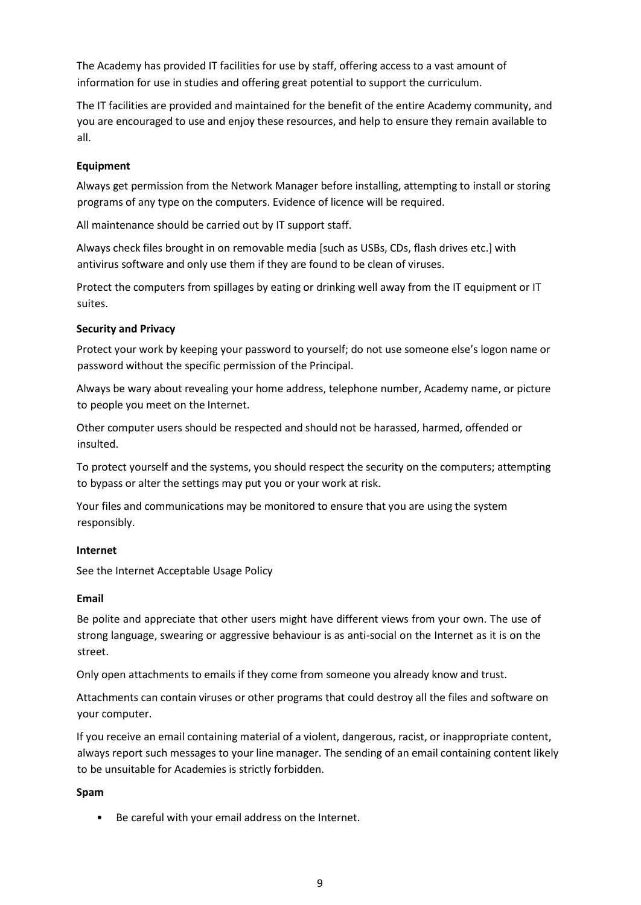The Academy has provided IT facilities for use by staff, offering access to a vast amount of information for use in studies and offering great potential to support the curriculum.

The IT facilities are provided and maintained for the benefit of the entire Academy community, and you are encouraged to use and enjoy these resources, and help to ensure they remain available to all.

**Equipment**

Always get permission from the Network Manager before installing, attempting to install or storing programs of any type on the computers. Evidence of licence will be required.

All maintenance should be carried out by IT support staff.

Always check files brought in on removable media [such as USBs, CDs, flash drives etc.] with antivirus software and only use them if they are found to be clean of viruses.

Protect the computers from spillages by eating or drinking well away from the IT equipment or IT suites.

**Security and Privacy**

Protect your work by keeping your password to yourself; do not use someone else's logon name or password without the specific permission of the Principal.

Always be wary about revealing your home address, telephone number, Academy name, or picture to people you meet on the Internet.

Other computer users should be respected and should not be harassed, harmed, offended or insulted.

To protect yourself and the systems, you should respect the security on the computers; attempting to bypass or alter the settings may put you or your work at risk.

Your files and communications may be monitored to ensure that you are using the system responsibly.

**Internet**

See the Internet Acceptable Usage Policy

**Email**

Be polite and appreciate that other users might have different views from your own. The use of strong language, swearing or aggressive behaviour is as anti-social on the Internet as it is on the street.

Only open attachments to emails if they come from someone you already know and trust.

Attachments can contain viruses or other programs that could destroy all the files and software on your computer.

If you receive an email containing material of a violent, dangerous, racist, or inappropriate content, always report such messages to your line manager. The sending of an email containing content likely to be unsuitable for Academies is strictly forbidden.

**Spam**

- Be careful with your email address on the Internet.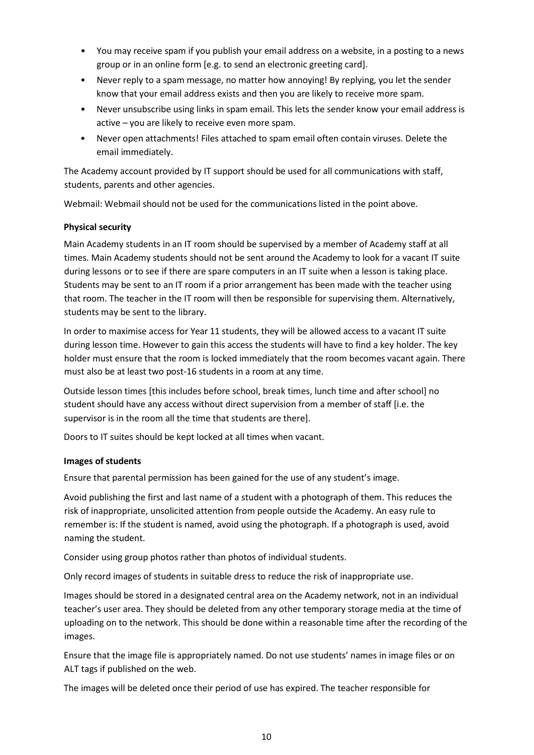- You may receive spam if you publish your email address on a website, in a posting to a news group or in an online form [e.g. to send an electronic greeting card].
- Never reply to a spam message, no matter how annoying! By replying, you let the sender know that your email address exists and then you are likely to receive more spam.
- Never unsubscribe using links in spam email. This lets the sender know your email address is active – you are likely to receive even more spam.
- Never open attachments! Files attached to spam email often contain viruses. Delete the email immediately.

The Academy account provided by IT support should be used for all communications with staff, students, parents and other agencies.

Webmail: Webmail should not be used for the communications listed in the point above.

**Physical security**

Main Academy students in an IT room should be supervised by a member of Academy staff at all times. Main Academy students should not be sent around the Academy to look for a vacant IT suite during lessons or to see if there are spare computers in an IT suite when a lesson is taking place. Students may be sent to an IT room if a prior arrangement has been made with the teacher using that room. The teacher in the IT room will then be responsible for supervising them. Alternatively, students may be sent to the library.

In order to maximise access for Year 11 students, they will be allowed access to a vacant IT suite during lesson time. However to gain this access the students will have to find a key holder. The key holder must ensure that the room is locked immediately that the room becomes vacant again. There must also be at least two post-16 students in a room at any time.

Outside lesson times [this includes before school, break times, lunch time and after school] no student should have any access without direct supervision from a member of staff [i.e. the supervisor is in the room all the time that students are there].

Doors to IT suites should be kept locked at all times when vacant.

**Images of students**

Ensure that parental permission has been gained for the use of any student's image.

Avoid publishing the first and last name of a student with a photograph of them. This reduces the risk of inappropriate, unsolicited attention from people outside the Academy. An easy rule to remember is: If the student is named, avoid using the photograph. If a photograph is used, avoid naming the student.

Consider using group photos rather than photos of individual students.

Only record images of students in suitable dress to reduce the risk of inappropriate use.

Images should be stored in a designated central area on the Academy network, not in an individual teacher's user area. They should be deleted from any other temporary storage media at the time of uploading on to the network. This should be done within a reasonable time after the recording of the images.

Ensure that the image file is appropriately named. Do not use students' names in image files or on ALT tags if published on the web.

The images will be deleted once their period of use has expired. The teacher responsible for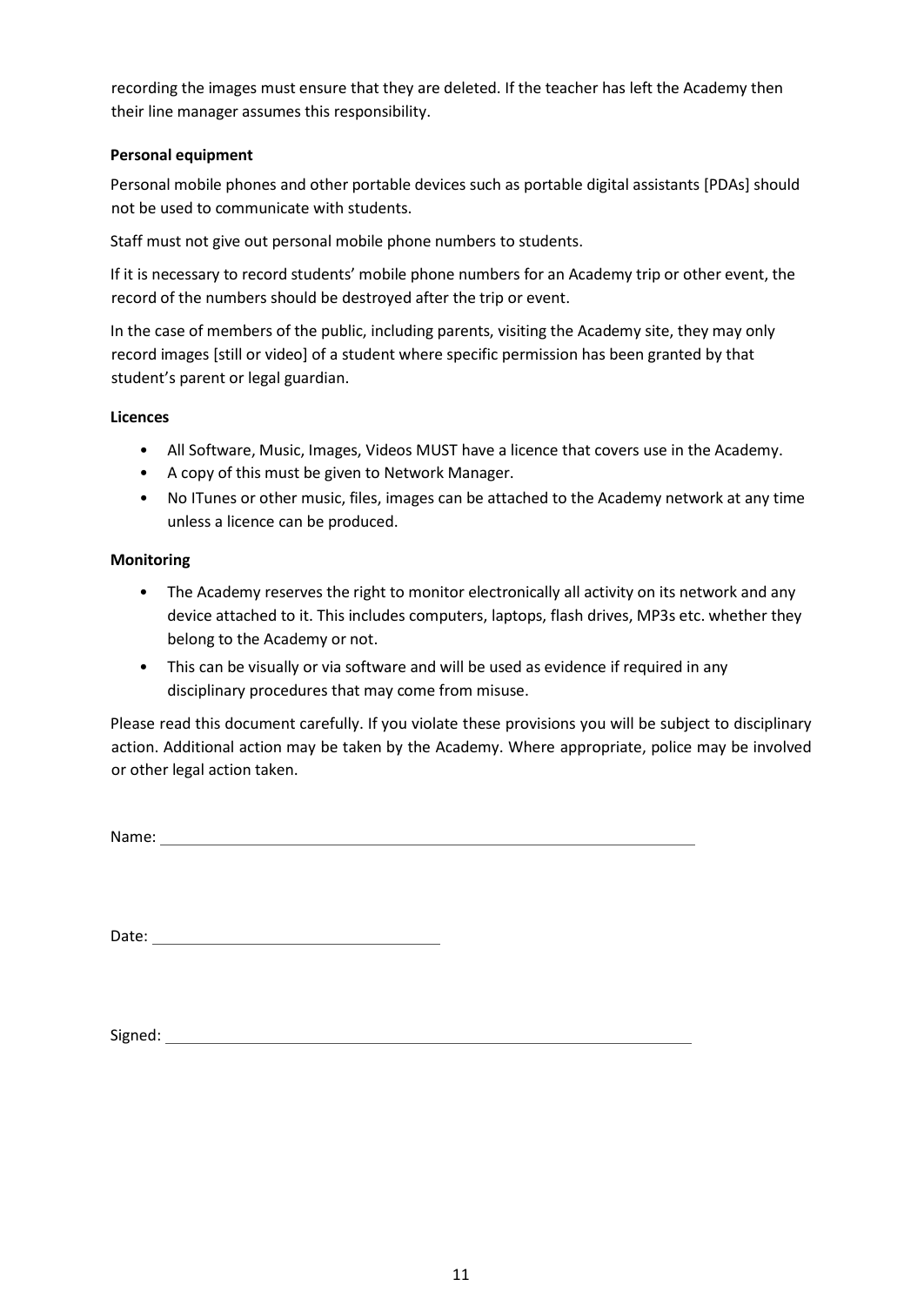recording the images must ensure that they are deleted. If the teacher has left the Academy then their line manager assumes this responsibility.

**Personal equipment**

Personal mobile phones and other portable devices such as portable digital assistants [PDAs] should not be used to communicate with students.

Staff must not give out personal mobile phone numbers to students.

If it is necessary to record students' mobile phone numbers for an Academy trip or other event, the record of the numbers should be destroyed after the trip or event.

In the case of members of the public, including parents, visiting the Academy site, they may only record images [still or video] of a student where specific permission has been granted by that student's parent or legal guardian.

**Licences**

- All Software, Music, Images, Videos MUST have a licence that covers use in the Academy.
- A copy of this must be given to Network Manager.
- No ITunes or other music, files, images can be attached to the Academy network at any time unless a licence can be produced.

**Monitoring**

- The Academy reserves the right to monitor electronically all activity on its network and any device attached to it. This includes computers, laptops, flash drives, MP3s etc. whether they belong to the Academy or not.
- This can be visually or via software and will be used as evidence if required in any disciplinary procedures that may come from misuse.

Please read this document carefully. If you violate these provisions you will be subject to disciplinary action. Additional action may be taken by the Academy. Where appropriate, police may be involved or other legal action taken.

Name: ____________________________________________

Date: ________________________

Signed: ____________________________________________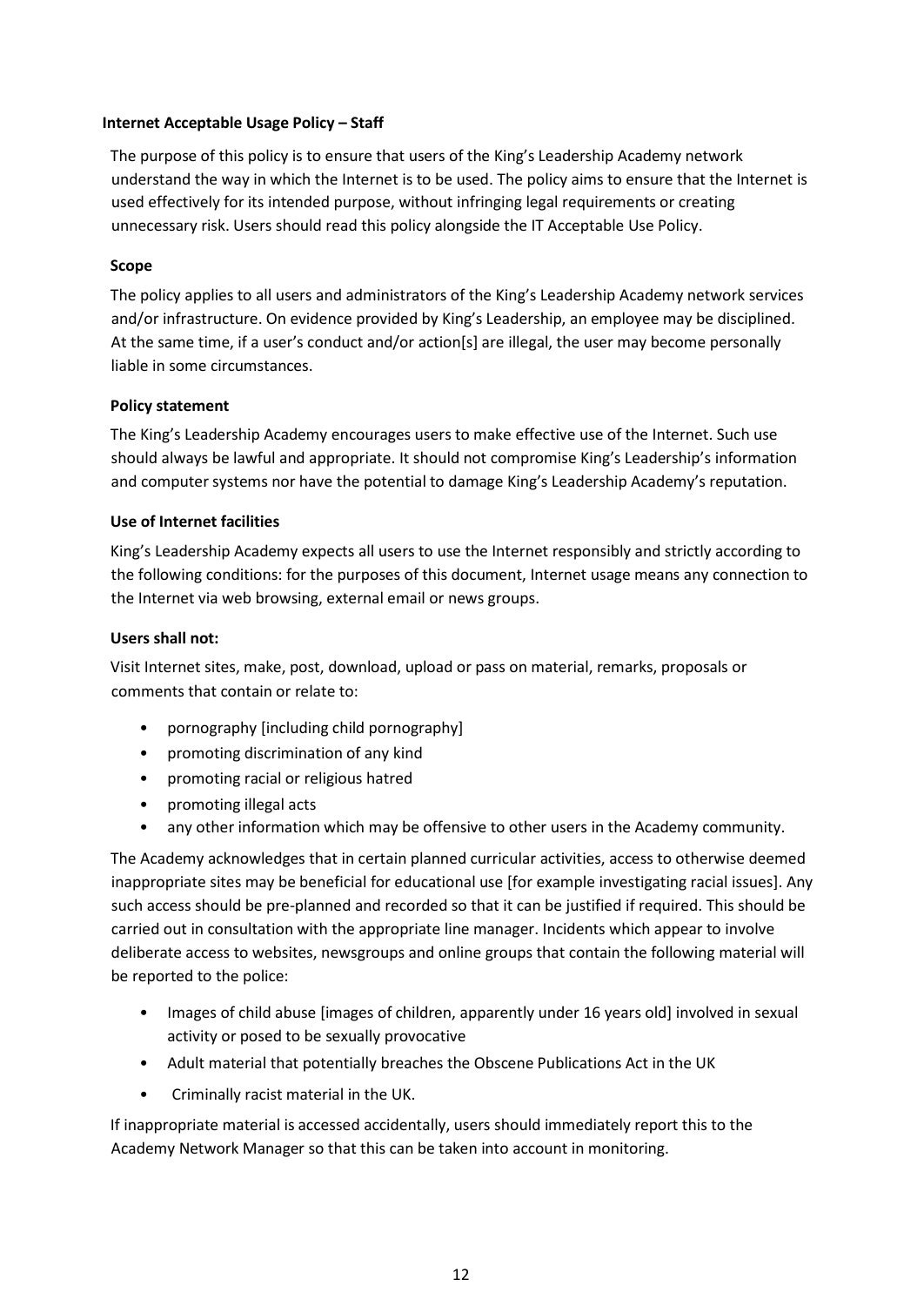## Internet Acceptable Usage Policy – Staff

The purpose of this policy is to ensure that users of the King's Leadership Academy network understand the way in which the Internet is to be used. The policy aims to ensure that the Internet is used effectively for its intended purpose, without infringing legal requirements or creating unnecessary risk. Users should read this policy alongside the IT Acceptable Use Policy.

### Scope

The policy applies to all users and administrators of the King's Leadership Academy network services and/or infrastructure. On evidence provided by King's Leadership, an employee may be disciplined. At the same time, if a user's conduct and/or action[s] are illegal, the user may become personally liable in some circumstances.

### Policy statement

The King's Leadership Academy encourages users to make effective use of the Internet. Such use should always be lawful and appropriate. It should not compromise King's Leadership's information and computer systems nor have the potential to damage King's Leadership Academy's reputation.

### Use of Internet facilities

King's Leadership Academy expects all users to use the Internet responsibly and strictly according to the following conditions: for the purposes of this document, Internet usage means any connection to the Internet via web browsing, external email or news groups.

### Users shall not:

Visit Internet sites, make, post, download, upload or pass on material, remarks, proposals or comments that contain or relate to:

- pornography [including child pornography]
- promoting discrimination of any kind
- promoting racial or religious hatred
- promoting illegal acts
- any other information which may be offensive to other users in the Academy community.

The Academy acknowledges that in certain planned curricular activities, access to otherwise deemed inappropriate sites may be beneficial for educational use [for example investigating racial issues]. Any such access should be pre-planned and recorded so that it can be justified if required. This should be carried out in consultation with the appropriate line manager. Incidents which appear to involve deliberate access to websites, newsgroups and online groups that contain the following material will be reported to the police:

- Images of child abuse [images of children, apparently under 16 years old] involved in sexual activity or posed to be sexually provocative
- Adult material that potentially breaches the Obscene Publications Act in the UK
- Criminally racist material in the UK.

If inappropriate material is accessed accidentally, users should immediately report this to the Academy Network Manager so that this can be taken into account in monitoring.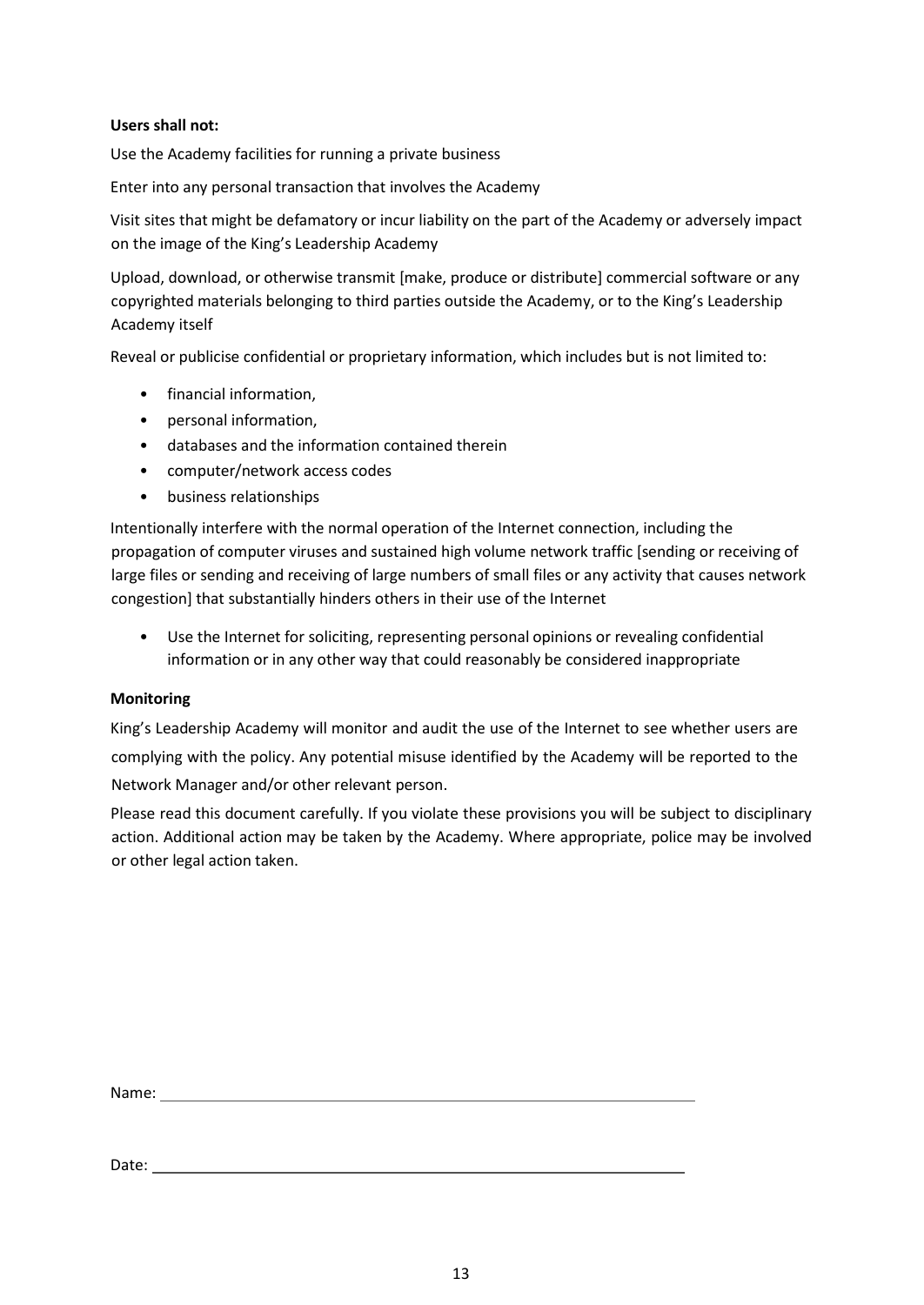**Users shall not:**

Use the Academy facilities for running a private business

Enter into any personal transaction that involves the Academy

Visit sites that might be defamatory or incur liability on the part of the Academy or adversely impact on the image of the King's Leadership Academy

Upload, download, or otherwise transmit [make, produce or distribute] commercial software or any copyrighted materials belonging to third parties outside the Academy, or to the King's Leadership Academy itself

Reveal or publicise confidential or proprietary information, which includes but is not limited to:

- financial information,
- personal information,
- databases and the information contained therein
- computer/network access codes
- business relationships

Intentionally interfere with the normal operation of the Internet connection, including the propagation of computer viruses and sustained high volume network traffic [sending or receiving of large files or sending and receiving of large numbers of small files or any activity that causes network congestion] that substantially hinders others in their use of the Internet

- Use the Internet for soliciting, representing personal opinions or revealing confidential information or in any other way that could reasonably be considered inappropriate

**Monitoring**

King's Leadership Academy will monitor and audit the use of the Internet to see whether users are complying with the policy. Any potential misuse identified by the Academy will be reported to the Network Manager and/or other relevant person.

Please read this document carefully. If you violate these provisions you will be subject to disciplinary action. Additional action may be taken by the Academy. Where appropriate, police may be involved or other legal action taken.

Name: ______________________________________________

Date: ______________________________________________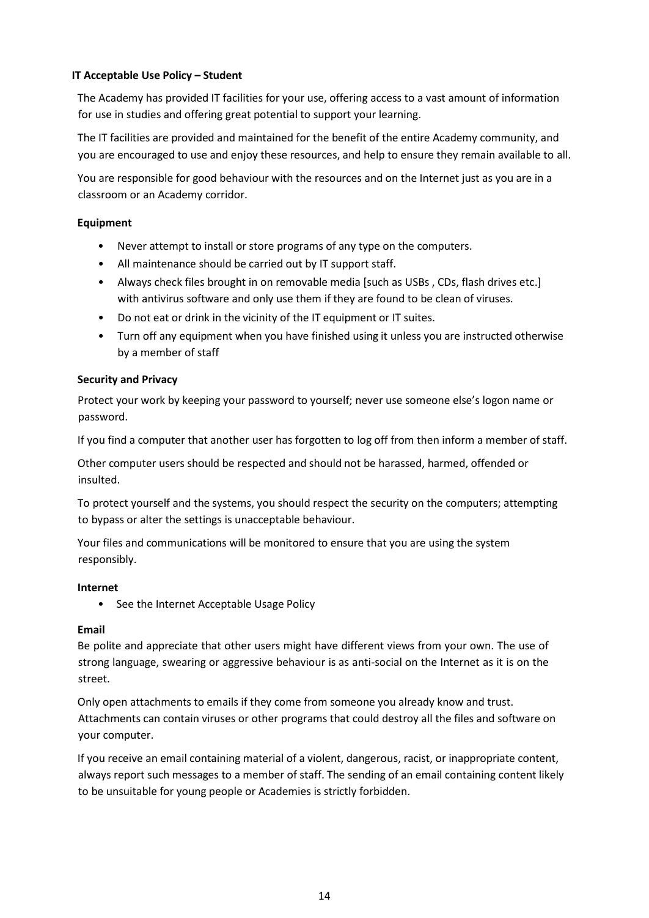## IT Acceptable Use Policy – Student

The Academy has provided IT facilities for your use, offering access to a vast amount of information for use in studies and offering great potential to support your learning.

The IT facilities are provided and maintained for the benefit of the entire Academy community, and you are encouraged to use and enjoy these resources, and help to ensure they remain available to all.

You are responsible for good behaviour with the resources and on the Internet just as you are in a classroom or an Academy corridor.

### Equipment

- Never attempt to install or store programs of any type on the computers.
- All maintenance should be carried out by IT support staff.
- Always check files brought in on removable media [such as USBs , CDs, flash drives etc.] with antivirus software and only use them if they are found to be clean of viruses.
- Do not eat or drink in the vicinity of the IT equipment or IT suites.
- Turn off any equipment when you have finished using it unless you are instructed otherwise by a member of staff

### Security and Privacy

Protect your work by keeping your password to yourself; never use someone else's logon name or password.

If you find a computer that another user has forgotten to log off from then inform a member of staff.

Other computer users should be respected and should not be harassed, harmed, offended or insulted.

To protect yourself and the systems, you should respect the security on the computers; attempting to bypass or alter the settings is unacceptable behaviour.

Your files and communications will be monitored to ensure that you are using the system responsibly.

### Internet

- See the Internet Acceptable Usage Policy

### Email

Be polite and appreciate that other users might have different views from your own. The use of strong language, swearing or aggressive behaviour is as anti-social on the Internet as it is on the street.

Only open attachments to emails if they come from someone you already know and trust. Attachments can contain viruses or other programs that could destroy all the files and software on your computer.

If you receive an email containing material of a violent, dangerous, racist, or inappropriate content, always report such messages to a member of staff. The sending of an email containing content likely to be unsuitable for young people or Academies is strictly forbidden.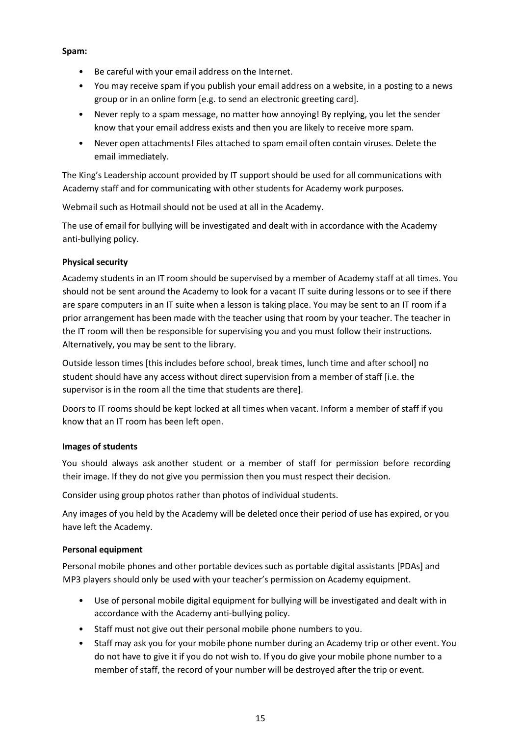**Spam:**

- Be careful with your email address on the Internet.
- You may receive spam if you publish your email address on a website, in a posting to a news group or in an online form [e.g. to send an electronic greeting card].
- Never reply to a spam message, no matter how annoying! By replying, you let the sender know that your email address exists and then you are likely to receive more spam.
- Never open attachments! Files attached to spam email often contain viruses. Delete the email immediately.

The King's Leadership account provided by IT support should be used for all communications with Academy staff and for communicating with other students for Academy work purposes.

Webmail such as Hotmail should not be used at all in the Academy.

The use of email for bullying will be investigated and dealt with in accordance with the Academy anti-bullying policy.

**Physical security**

Academy students in an IT room should be supervised by a member of Academy staff at all times. You should not be sent around the Academy to look for a vacant IT suite during lessons or to see if there are spare computers in an IT suite when a lesson is taking place. You may be sent to an IT room if a prior arrangement has been made with the teacher using that room by your teacher. The teacher in the IT room will then be responsible for supervising you and you must follow their instructions. Alternatively, you may be sent to the library.

Outside lesson times [this includes before school, break times, lunch time and after school] no student should have any access without direct supervision from a member of staff [i.e. the supervisor is in the room all the time that students are there].

Doors to IT rooms should be kept locked at all times when vacant. Inform a member of staff if you know that an IT room has been left open.

**Images of students**

You should always ask another student or a member of staff for permission before recording their image. If they do not give you permission then you must respect their decision.

Consider using group photos rather than photos of individual students.

Any images of you held by the Academy will be deleted once their period of use has expired, or you have left the Academy.

**Personal equipment**

Personal mobile phones and other portable devices such as portable digital assistants [PDAs] and MP3 players should only be used with your teacher's permission on Academy equipment.

- Use of personal mobile digital equipment for bullying will be investigated and dealt with in accordance with the Academy anti-bullying policy.
- Staff must not give out their personal mobile phone numbers to you.
- Staff may ask you for your mobile phone number during an Academy trip or other event. You do not have to give it if you do not wish to. If you do give your mobile phone number to a member of staff, the record of your number will be destroyed after the trip or event.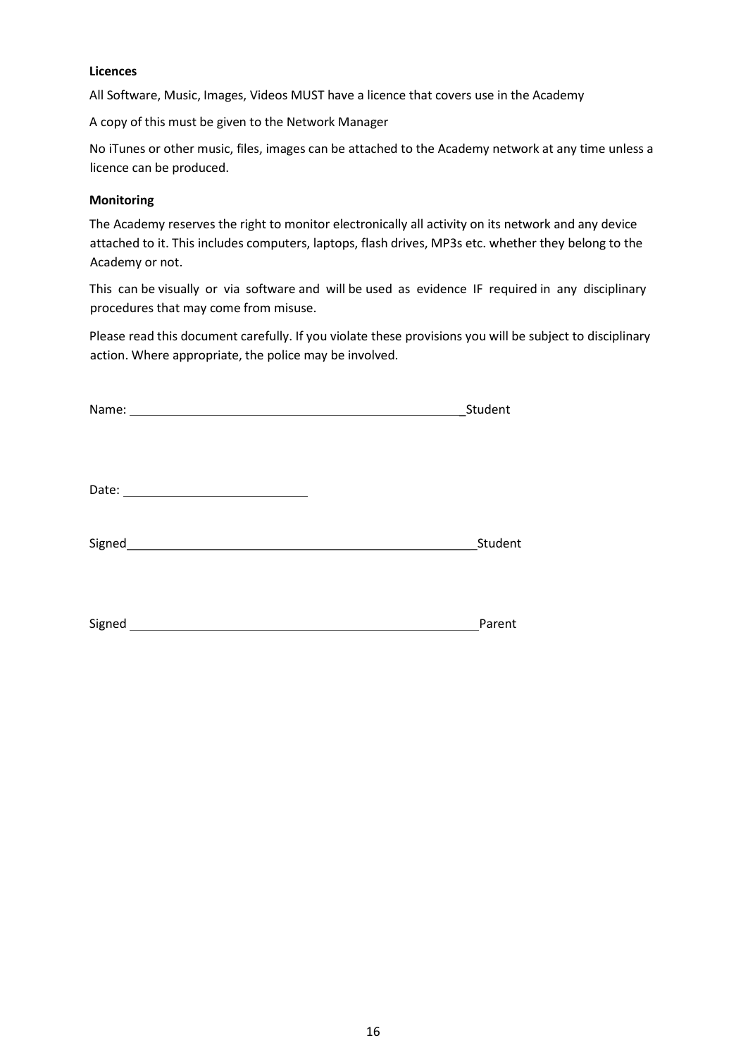**Licences**

All Software, Music, Images, Videos MUST have a licence that covers use in the Academy

A copy of this must be given to the Network Manager

No iTunes or other music, files, images can be attached to the Academy network at any time unless a licence can be produced.

**Monitoring**

The Academy reserves the right to monitor electronically all activity on its network and any device attached to it. This includes computers, laptops, flash drives, MP3s etc. whether they belong to the Academy or not.

This can be visually or via software and will be used as evidence IF required in any disciplinary procedures that may come from misuse.

Please read this document carefully. If you violate these provisions you will be subject to disciplinary action. Where appropriate, the police may be involved.

Name: ______________________________________________ Student

Date: __________________________

Signed ______________________________________________ Student

Signed ______________________________________________ Parent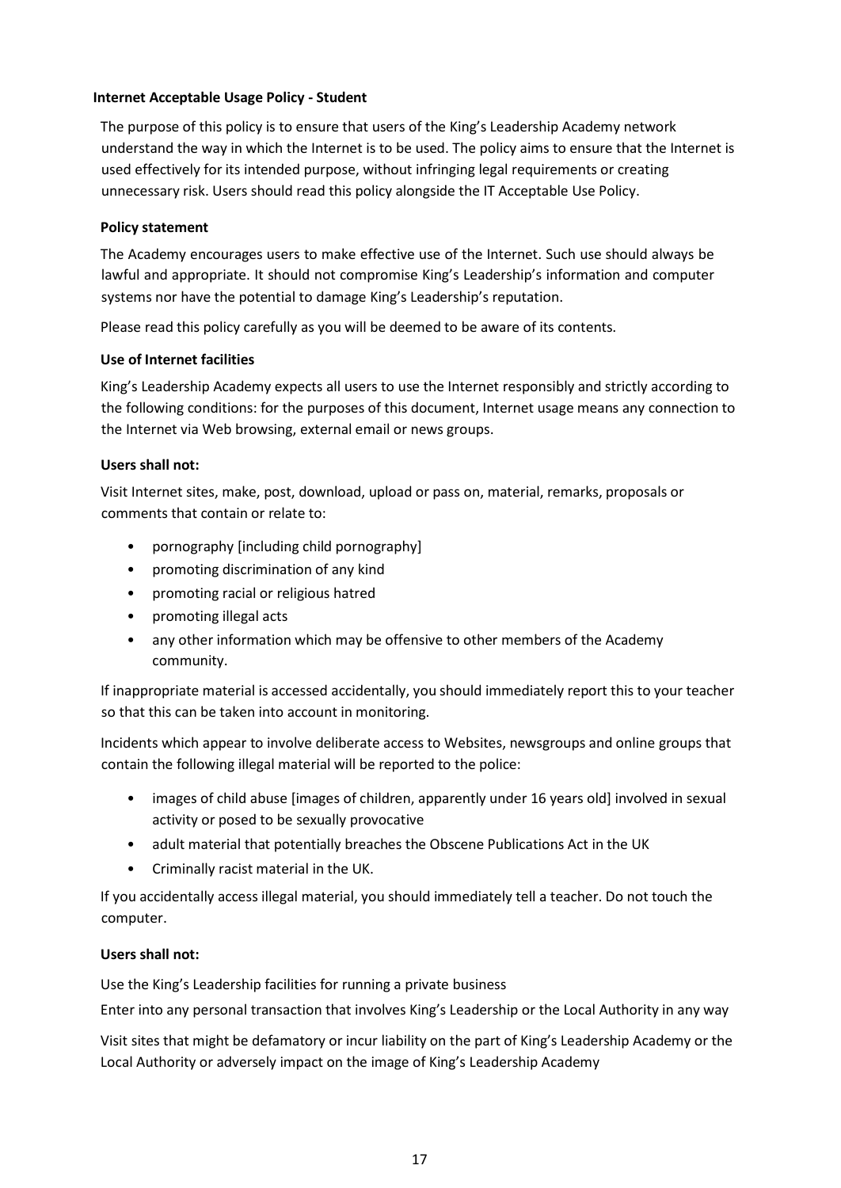**Internet Acceptable Usage Policy - Student**

The purpose of this policy is to ensure that users of the King's Leadership Academy network understand the way in which the Internet is to be used. The policy aims to ensure that the Internet is used effectively for its intended purpose, without infringing legal requirements or creating unnecessary risk. Users should read this policy alongside the IT Acceptable Use Policy.

**Policy statement**

The Academy encourages users to make effective use of the Internet. Such use should always be lawful and appropriate. It should not compromise King's Leadership's information and computer systems nor have the potential to damage King's Leadership's reputation.

Please read this policy carefully as you will be deemed to be aware of its contents.

**Use of Internet facilities**

King's Leadership Academy expects all users to use the Internet responsibly and strictly according to the following conditions: for the purposes of this document, Internet usage means any connection to the Internet via Web browsing, external email or news groups.

**Users shall not:**

Visit Internet sites, make, post, download, upload or pass on, material, remarks, proposals or comments that contain or relate to:

- pornography [including child pornography]
- promoting discrimination of any kind
- promoting racial or religious hatred
- promoting illegal acts
- any other information which may be offensive to other members of the Academy community.

If inappropriate material is accessed accidentally, you should immediately report this to your teacher so that this can be taken into account in monitoring.

Incidents which appear to involve deliberate access to Websites, newsgroups and online groups that contain the following illegal material will be reported to the police:

- images of child abuse [images of children, apparently under 16 years old] involved in sexual activity or posed to be sexually provocative
- adult material that potentially breaches the Obscene Publications Act in the UK
- Criminally racist material in the UK.

If you accidentally access illegal material, you should immediately tell a teacher. Do not touch the computer.

**Users shall not:**

Use the King's Leadership facilities for running a private business

Enter into any personal transaction that involves King's Leadership or the Local Authority in any way

Visit sites that might be defamatory or incur liability on the part of King's Leadership Academy or the Local Authority or adversely impact on the image of King's Leadership Academy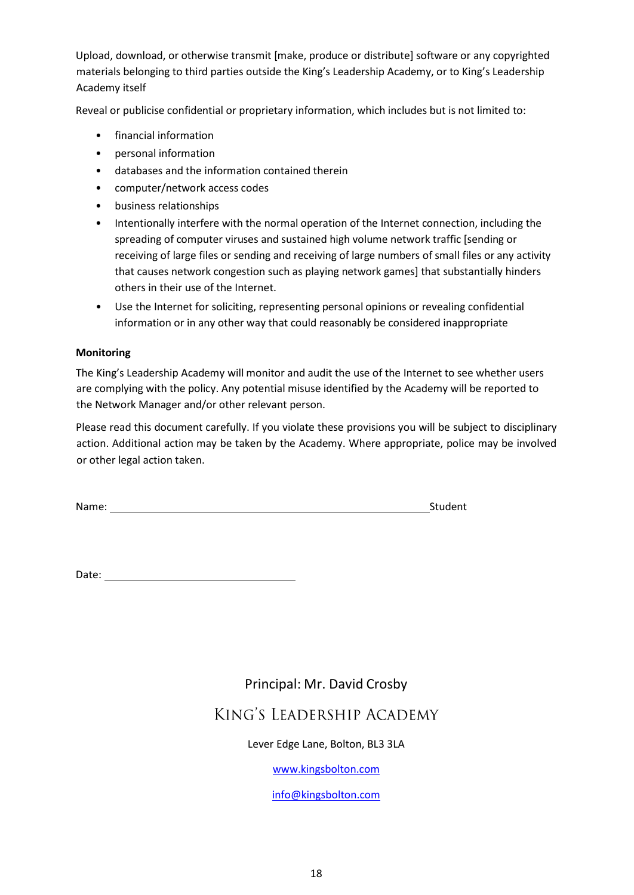Upload, download, or otherwise transmit [make, produce or distribute] software or any copyrighted materials belonging to third parties outside the King's Leadership Academy, or to King's Leadership Academy itself

Reveal or publicise confidential or proprietary information, which includes but is not limited to:

- financial information
- personal information
- databases and the information contained therein
- computer/network access codes
- business relationships
- Intentionally interfere with the normal operation of the Internet connection, including the spreading of computer viruses and sustained high volume network traffic [sending or receiving of large files or sending and receiving of large numbers of small files or any activity that causes network congestion such as playing network games] that substantially hinders others in their use of the Internet.
- Use the Internet for soliciting, representing personal opinions or revealing confidential information or in any other way that could reasonably be considered inappropriate

**Monitoring**

The King's Leadership Academy will monitor and audit the use of the Internet to see whether users are complying with the policy. Any potential misuse identified by the Academy will be reported to the Network Manager and/or other relevant person.

Please read this document carefully. If you violate these provisions you will be subject to disciplinary action. Additional action may be taken by the Academy. Where appropriate, police may be involved or other legal action taken.

Name: ____________________________________________ Student

Date: ____________________________

Principal: Mr. David Crosby

King's Leadership Academy

Lever Edge Lane, Bolton, BL3 3LA

www.kingsbolton.com

info@kingsbolton.com